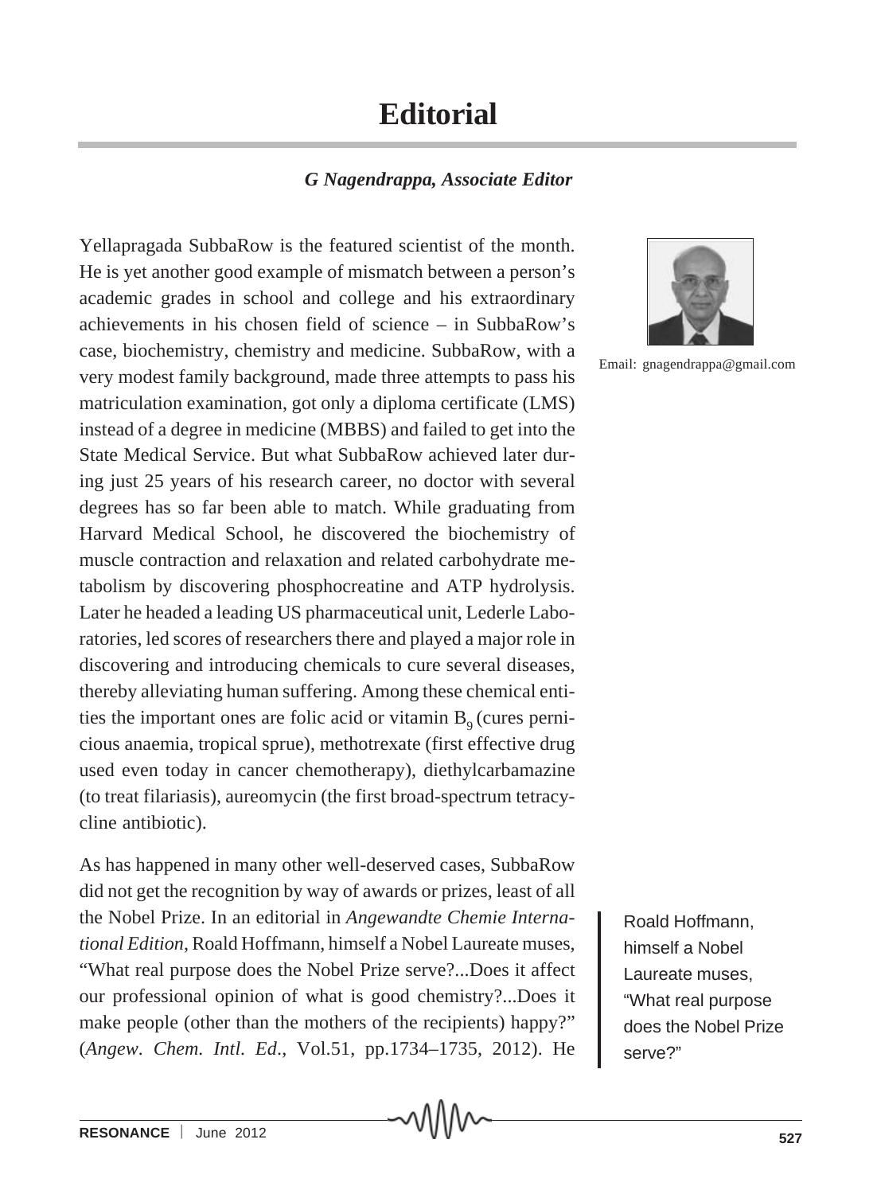# Editorial

***G Nagendrappa, Associate Editor***

Email: gnagendrappa@gmail.com

Yellapragada SubbaRow is the featured scientist of the month. He is yet another good example of mismatch between a person's academic grades in school and college and his extraordinary achievements in his chosen field of science – in SubbaRow's case, biochemistry, chemistry and medicine. SubbaRow, with a very modest family background, made three attempts to pass his matriculation examination, got only a diploma certificate (LMS) instead of a degree in medicine (MBBS) and failed to get into the State Medical Service. But what SubbaRow achieved later during just 25 years of his research career, no doctor with several degrees has so far been able to match. While graduating from Harvard Medical School, he discovered the biochemistry of muscle contraction and relaxation and related carbohydrate metabolism by discovering phosphocreatine and ATP hydrolysis. Later he headed a leading US pharmaceutical unit, Lederle Laboratories, led scores of researchers there and played a major role in discovering and introducing chemicals to cure several diseases, thereby alleviating human suffering. Among these chemical entities the important ones are folic acid or vitamin $B_9$ (cures pernicious anaemia, tropical sprue), methotrexate (first effective drug used even today in cancer chemotherapy), diethylcarbamazine (to treat filariasis), aureomycin (the first broad-spectrum tetracycline antibiotic).

As has happened in many other well-deserved cases, SubbaRow did not get the recognition by way of awards or prizes, least of all the Nobel Prize. In an editorial in *Angewandte Chemie International Edition*, Roald Hoffmann, himself a Nobel Laureate muses, "What real purpose does the Nobel Prize serve?...Does it affect our professional opinion of what is good chemistry?...Does it make people (other than the mothers of the recipients) happy?" (*Angew. Chem. Intl. Ed*., Vol.51, pp.1734–1735, 2012). He

> Roald Hoffmann, himself a Nobel Laureate muses, "What real purpose does the Nobel Prize serve?"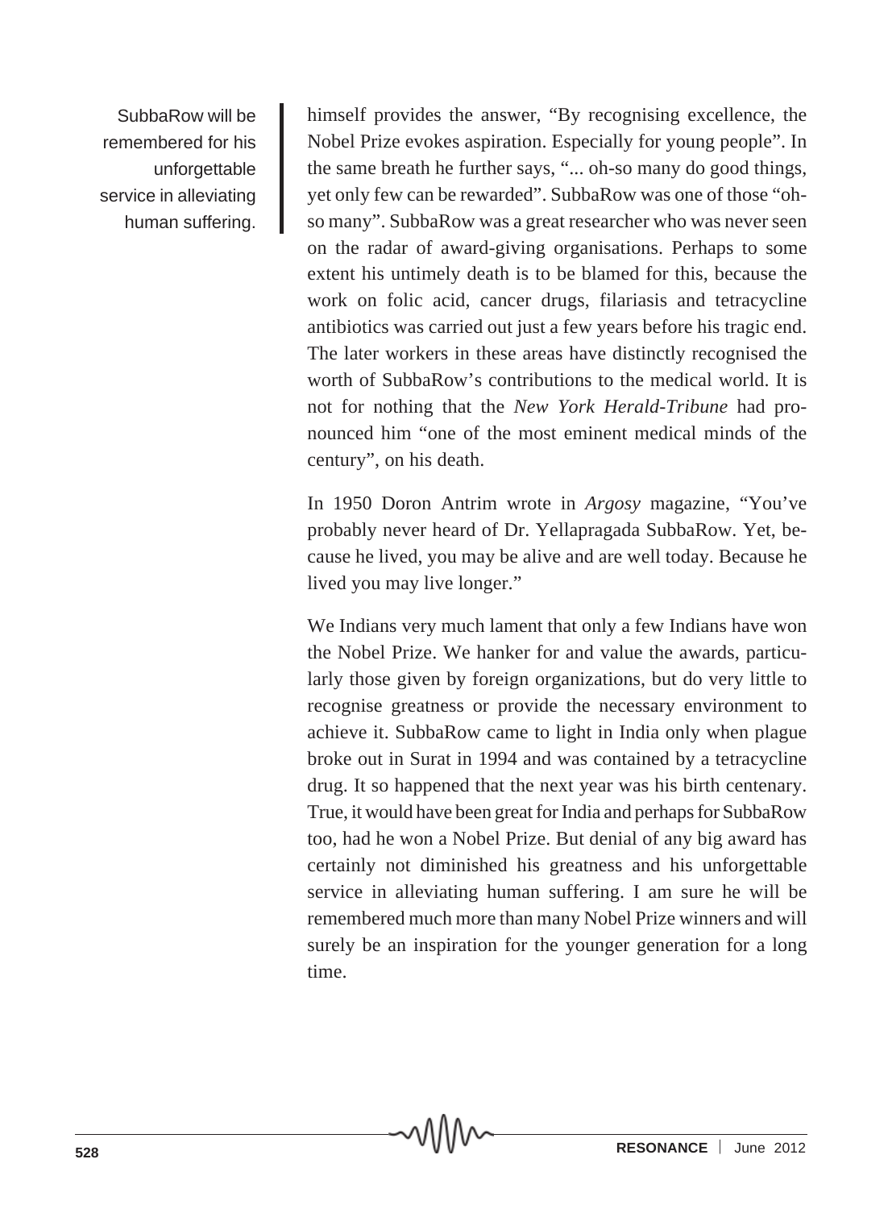SubbaRow will be remembered for his unforgettable service in alleviating human suffering.

himself provides the answer, "By recognising excellence, the Nobel Prize evokes aspiration. Especially for young people". In the same breath he further says, "... oh-so many do good things, yet only few can be rewarded". SubbaRow was one of those "oh-so many". SubbaRow was a great researcher who was never seen on the radar of award-giving organisations. Perhaps to some extent his untimely death is to be blamed for this, because the work on folic acid, cancer drugs, filariasis and tetracycline antibiotics was carried out just a few years before his tragic end. The later workers in these areas have distinctly recognised the worth of SubbaRow's contributions to the medical world. It is not for nothing that the *New York Herald-Tribune* had pronounced him "one of the most eminent medical minds of the century", on his death.

In 1950 Doron Antrim wrote in *Argosy* magazine, "You've probably never heard of Dr. Yellapragada SubbaRow. Yet, because he lived, you may be alive and are well today. Because he lived you may live longer."

We Indians very much lament that only a few Indians have won the Nobel Prize. We hanker for and value the awards, particularly those given by foreign organizations, but do very little to recognise greatness or provide the necessary environment to achieve it. SubbaRow came to light in India only when plague broke out in Surat in 1994 and was contained by a tetracycline drug. It so happened that the next year was his birth centenary. True, it would have been great for India and perhaps for SubbaRow too, had he won a Nobel Prize. But denial of any big award has certainly not diminished his greatness and his unforgettable service in alleviating human suffering. I am sure he will be remembered much more than many Nobel Prize winners and will surely be an inspiration for the younger generation for a long time.